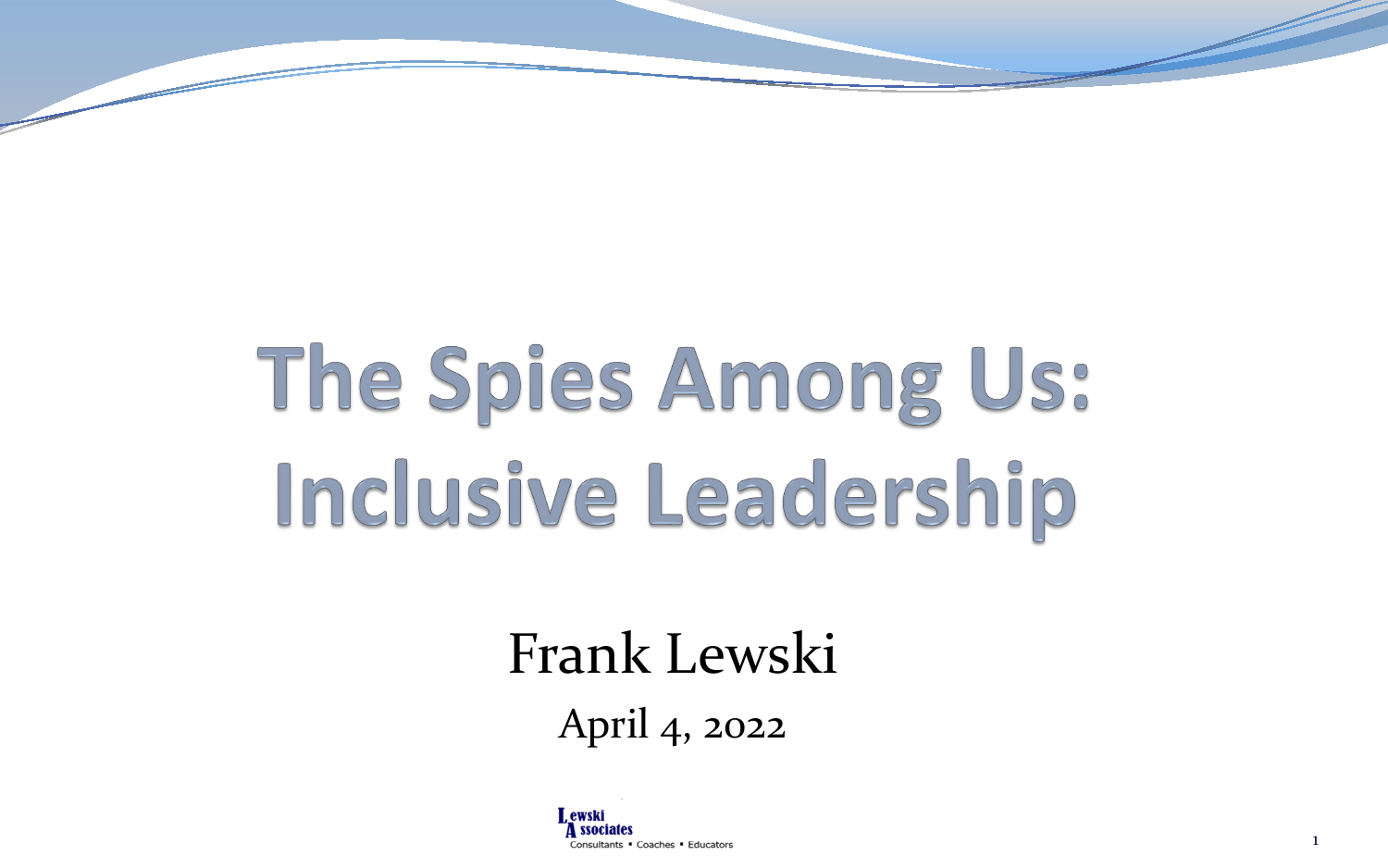# The Spies Among Us: Inclusive Leadership

Frank Lewski

April 4, 2022

Lewski Associates
Consultants ▪ Coaches ▪ Educators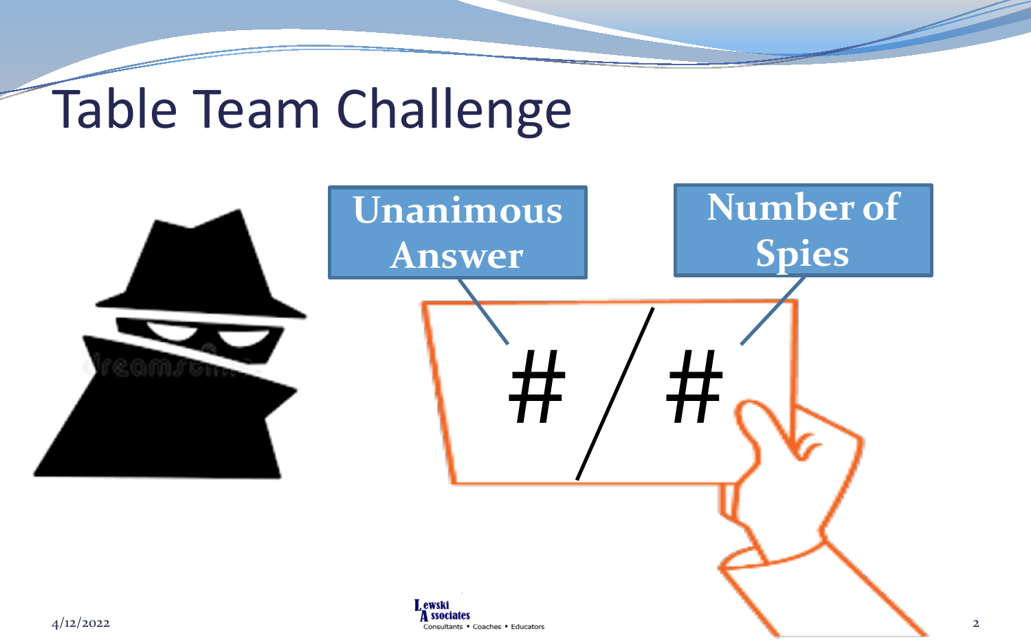# Table Team Challenge

Unanimous Answer

Number of Spies

# / #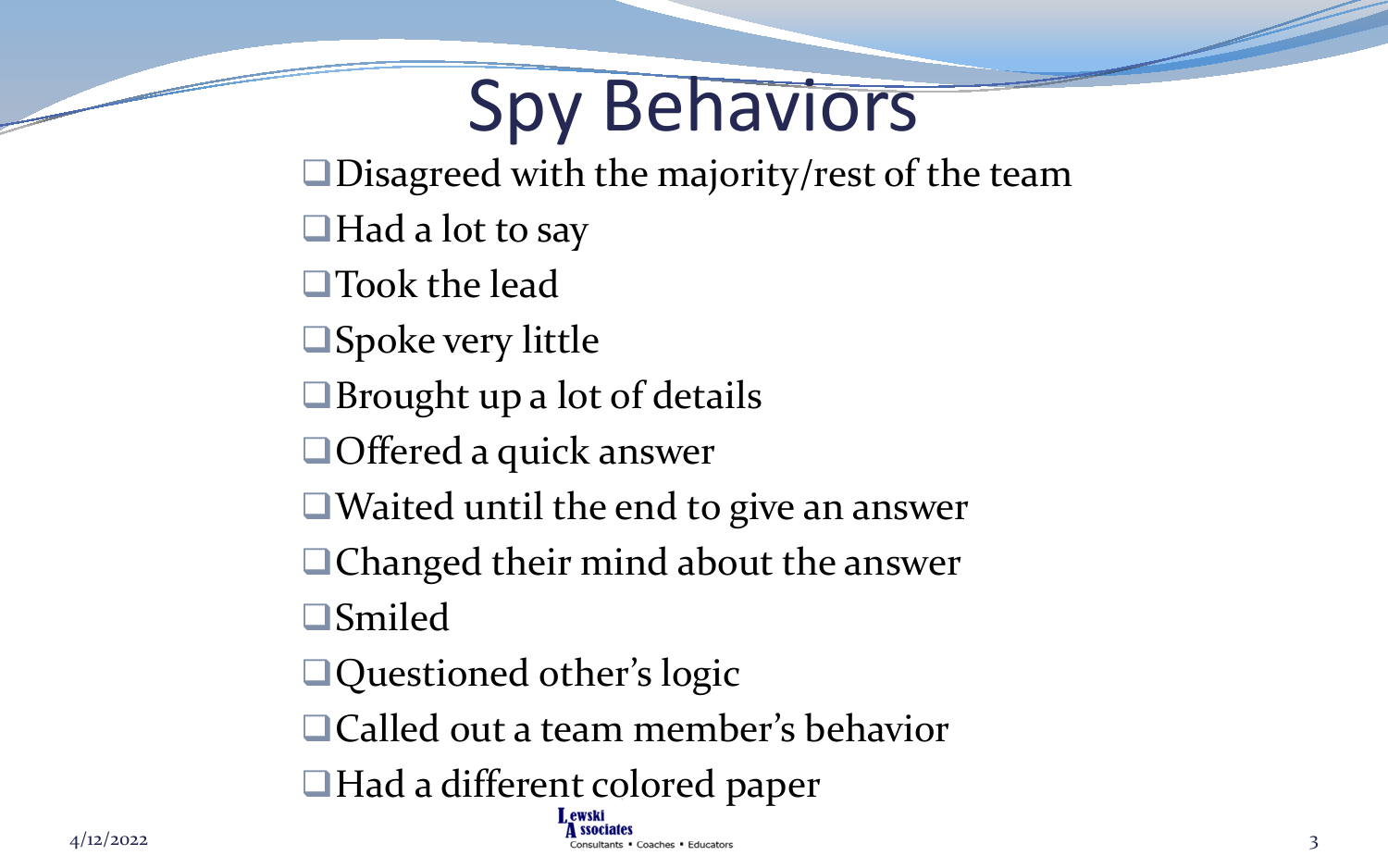# Spy Behaviors

- Disagreed with the majority/rest of the team
- Had a lot to say
- Took the lead
- Spoke very little
- Brought up a lot of details
- Offered a quick answer
- Waited until the end to give an answer
- Changed their mind about the answer
- Smiled
- Questioned other's logic
- Called out a team member's behavior
- Had a different colored paper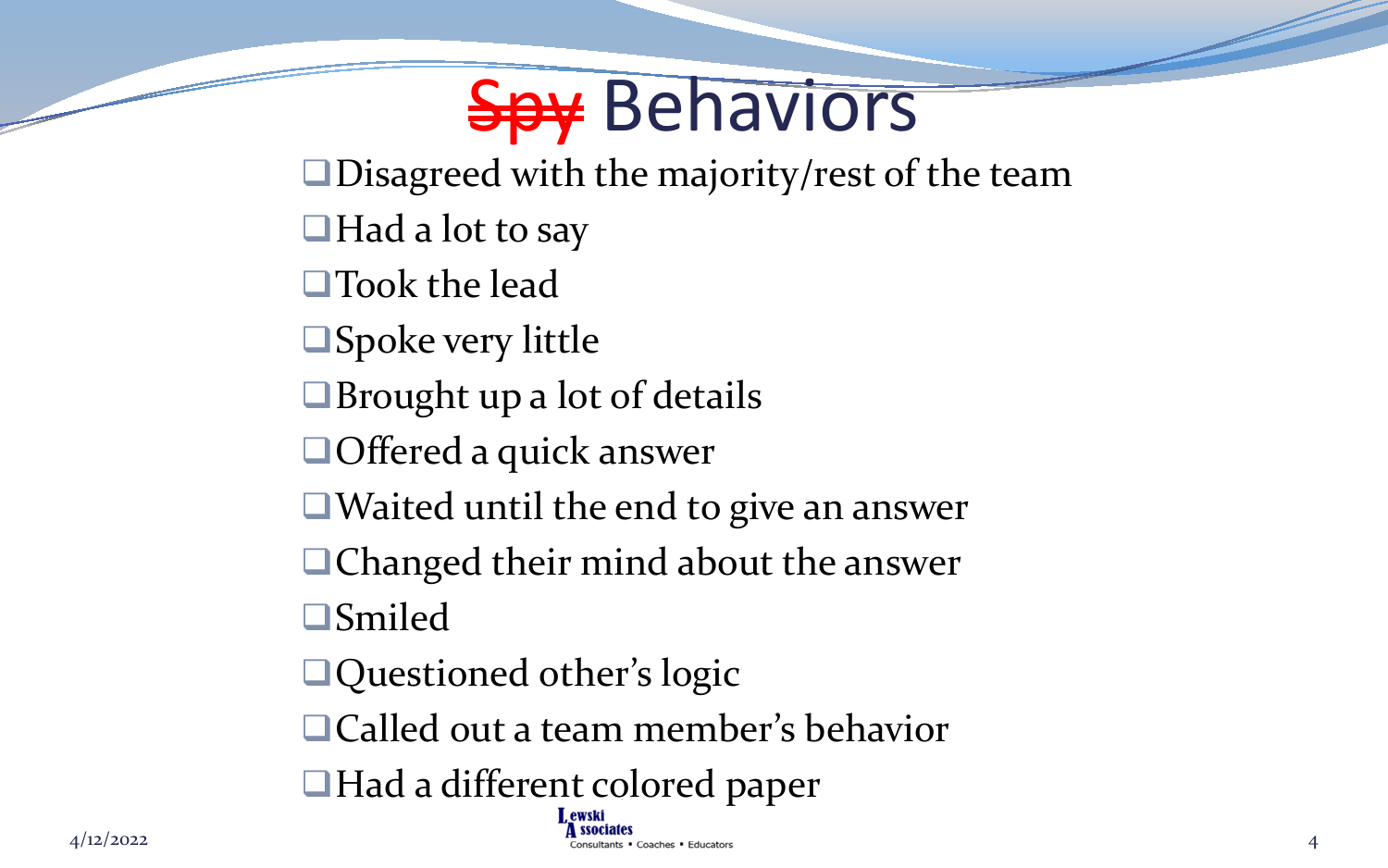# ~~Spy~~ Behaviors

- Disagreed with the majority/rest of the team
- Had a lot to say
- Took the lead
- Spoke very little
- Brought up a lot of details
- Offered a quick answer
- Waited until the end to give an answer
- Changed their mind about the answer
- Smiled
- Questioned other's logic
- Called out a team member's behavior
- Had a different colored paper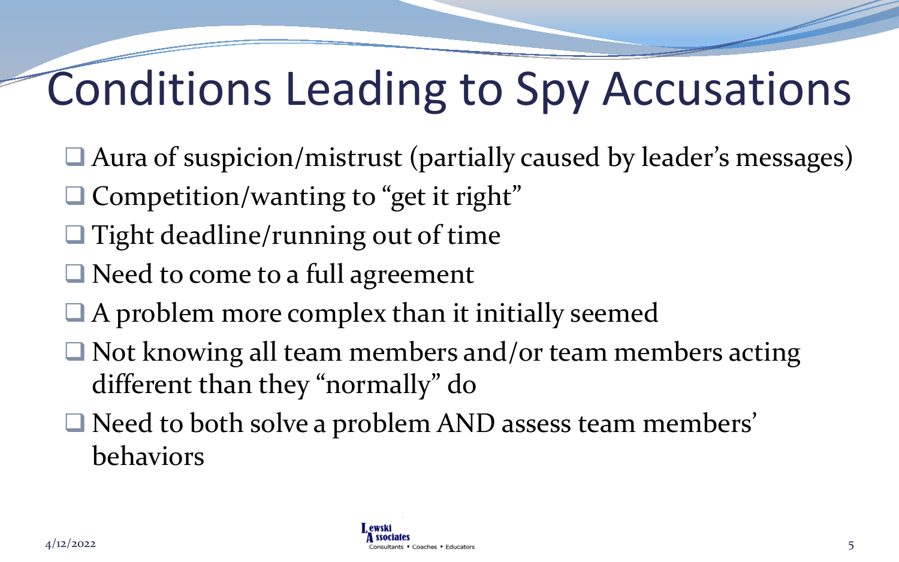# Conditions Leading to Spy Accusations

- Aura of suspicion/mistrust (partially caused by leader's messages)
- Competition/wanting to "get it right"
- Tight deadline/running out of time
- Need to come to a full agreement
- A problem more complex than it initially seemed
- Not knowing all team members and/or team members acting different than they "normally" do
- Need to both solve a problem AND assess team members' behaviors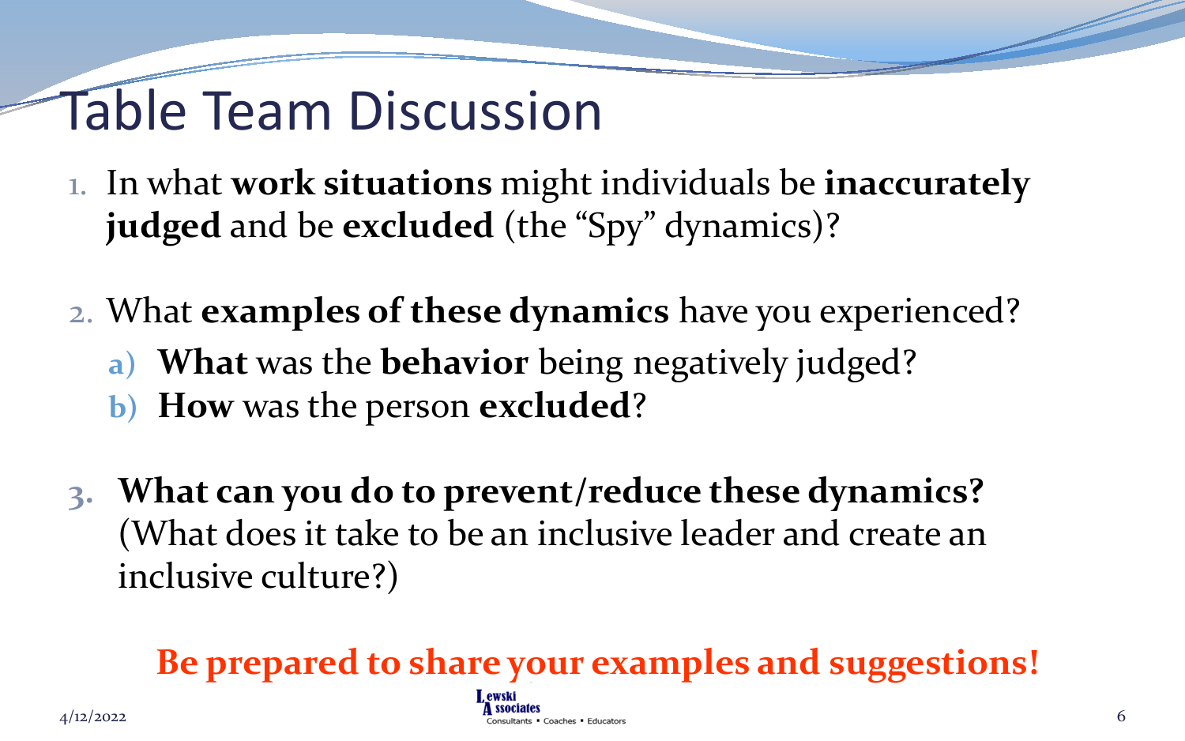# Table Team Discussion

1. In what **work situations** might individuals be **inaccurately judged** and be **excluded** (the "Spy" dynamics)?

2. What **examples of these dynamics** have you experienced?
   a) **What** was the **behavior** being negatively judged?
   b) **How** was the person **excluded**?

3. **What can you do to prevent/reduce these dynamics?** (What does it take to be an inclusive leader and create an inclusive culture?)

**Be prepared to share your examples and suggestions!**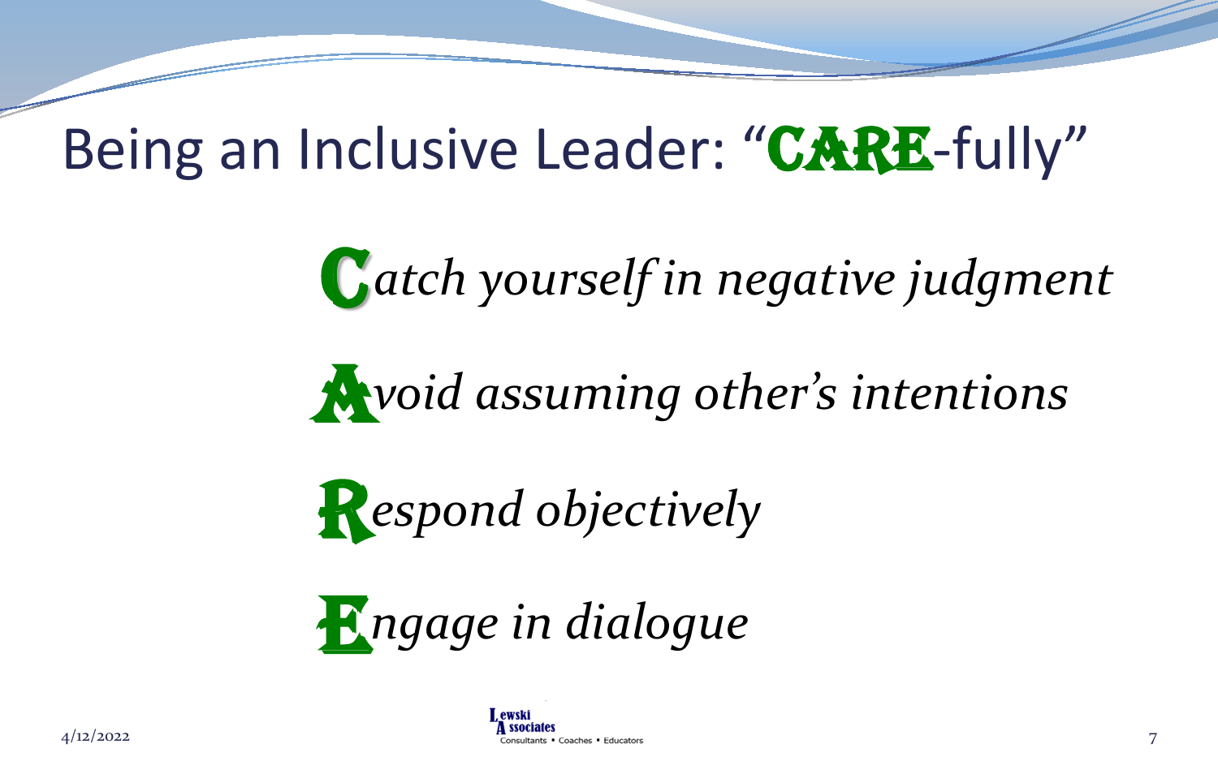# Being an Inclusive Leader: "CARE-fully"

***C****atch yourself in negative judgment*

***A****void assuming other's intentions*

***R****espond objectively*

***E****ngage in dialogue*

Lewski Associates
Consultants ▪ Coaches ▪ Educators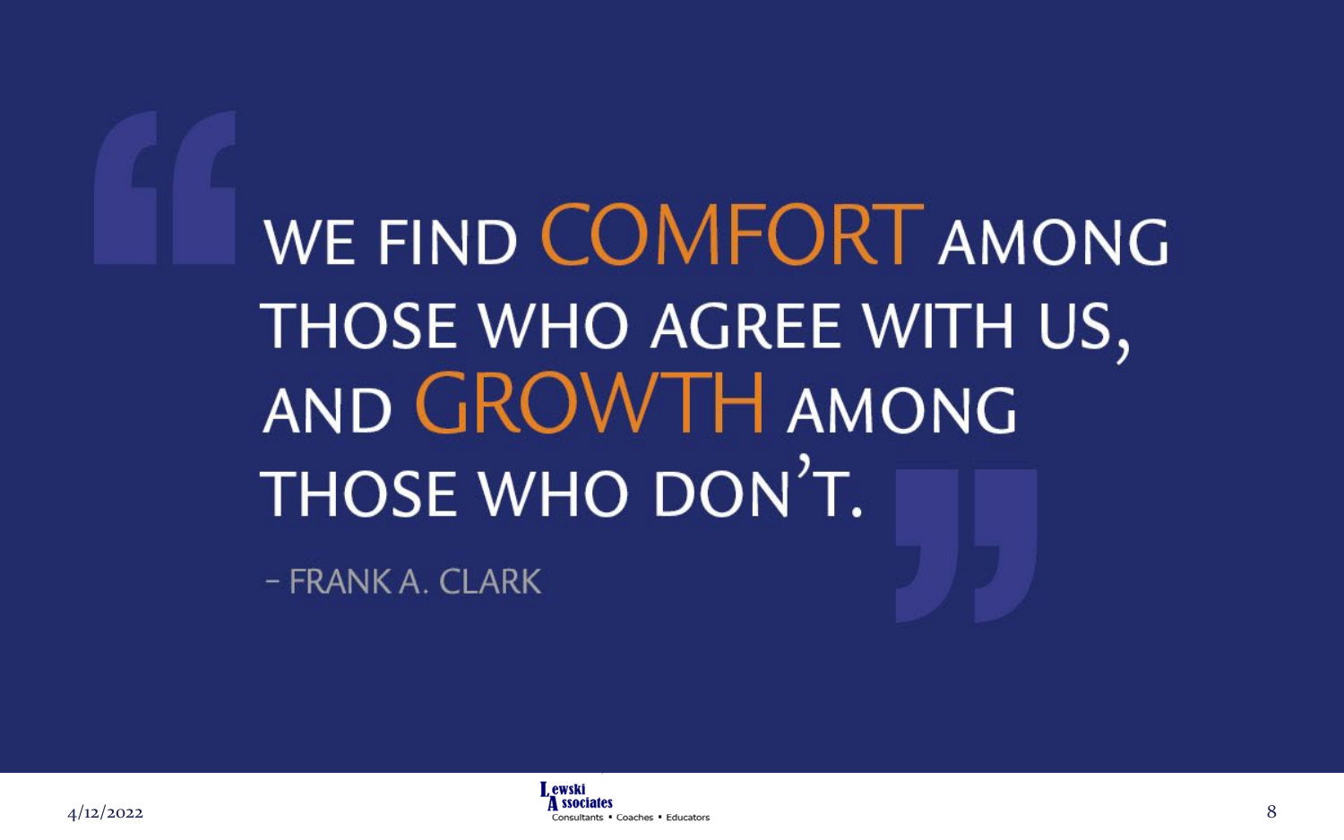WE FIND COMFORT AMONG THOSE WHO AGREE WITH US, AND GROWTH AMONG THOSE WHO DON'T.

– FRANK A. CLARK